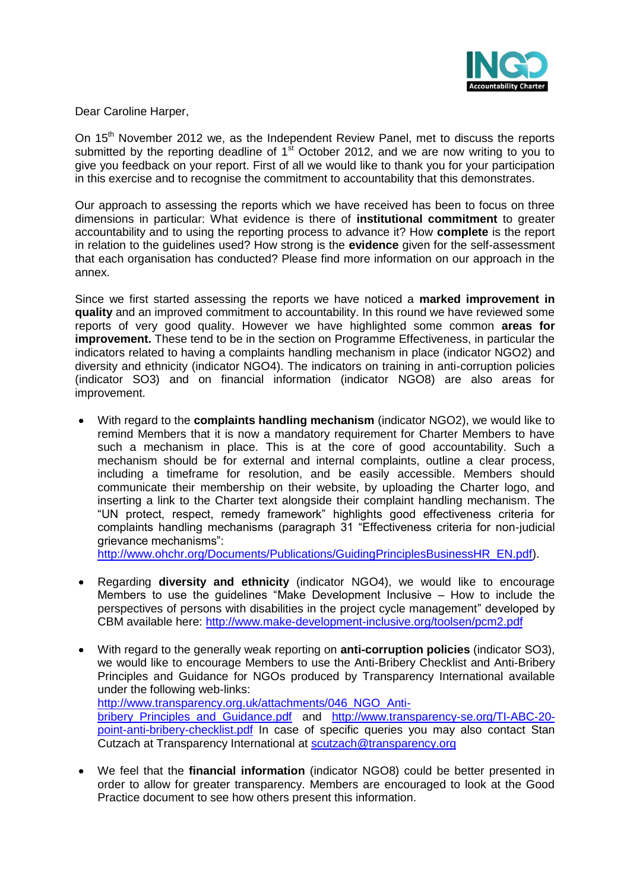Dear Caroline Harper,

On 15th November 2012 we, as the Independent Review Panel, met to discuss the reports submitted by the reporting deadline of 1st October 2012, and we are now writing to you to give you feedback on your report. First of all we would like to thank you for your participation in this exercise and to recognise the commitment to accountability that this demonstrates.

Our approach to assessing the reports which we have received has been to focus on three dimensions in particular: What evidence is there of **institutional commitment** to greater accountability and to using the reporting process to advance it? How **complete** is the report in relation to the guidelines used? How strong is the **evidence** given for the self-assessment that each organisation has conducted? Please find more information on our approach in the annex.

Since we first started assessing the reports we have noticed a **marked improvement in quality** and an improved commitment to accountability. In this round we have reviewed some reports of very good quality. However we have highlighted some common **areas for improvement.** These tend to be in the section on Programme Effectiveness, in particular the indicators related to having a complaints handling mechanism in place (indicator NGO2) and diversity and ethnicity (indicator NGO4). The indicators on training in anti-corruption policies (indicator SO3) and on financial information (indicator NGO8) are also areas for improvement.

- With regard to the **complaints handling mechanism** (indicator NGO2), we would like to remind Members that it is now a mandatory requirement for Charter Members to have such a mechanism in place. This is at the core of good accountability. Such a mechanism should be for external and internal complaints, outline a clear process, including a timeframe for resolution, and be easily accessible. Members should communicate their membership on their website, by uploading the Charter logo, and inserting a link to the Charter text alongside their complaint handling mechanism. The "UN protect, respect, remedy framework" highlights good effectiveness criteria for complaints handling mechanisms (paragraph 31 "Effectiveness criteria for non-judicial grievance mechanisms": http://www.ohchr.org/Documents/Publications/GuidingPrinciplesBusinessHR_EN.pdf).

- Regarding **diversity and ethnicity** (indicator NGO4), we would like to encourage Members to use the guidelines "Make Development Inclusive – How to include the perspectives of persons with disabilities in the project cycle management" developed by CBM available here: http://www.make-development-inclusive.org/toolsen/pcm2.pdf

- With regard to the generally weak reporting on **anti-corruption policies** (indicator SO3), we would like to encourage Members to use the Anti-Bribery Checklist and Anti-Bribery Principles and Guidance for NGOs produced by Transparency International available under the following web-links: http://www.transparency.org.uk/attachments/046_NGO_Anti-bribery_Principles_and_Guidance.pdf and http://www.transparency-se.org/TI-ABC-20-point-anti-bribery-checklist.pdf In case of specific queries you may also contact Stan Cutzach at Transparency International at scutzach@transparency.org

- We feel that the **financial information** (indicator NGO8) could be better presented in order to allow for greater transparency. Members are encouraged to look at the Good Practice document to see how others present this information.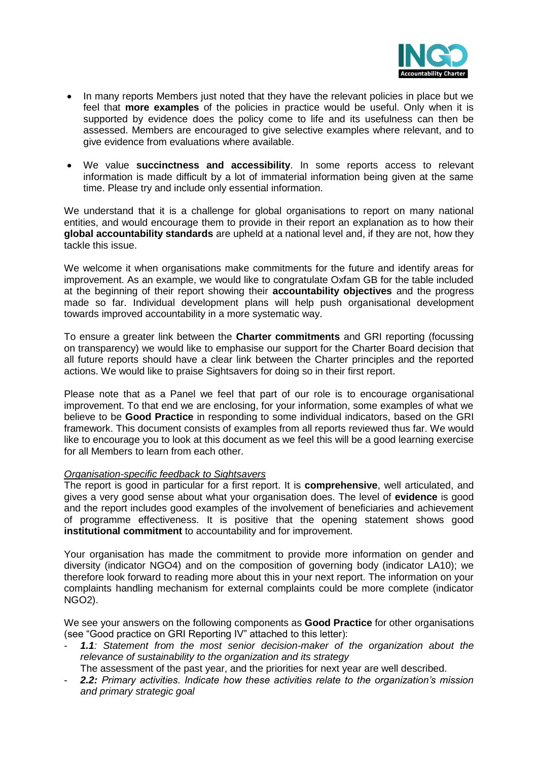- In many reports Members just noted that they have the relevant policies in place but we feel that **more examples** of the policies in practice would be useful. Only when it is supported by evidence does the policy come to life and its usefulness can then be assessed. Members are encouraged to give selective examples where relevant, and to give evidence from evaluations where available.

- We value **succinctness and accessibility**. In some reports access to relevant information is made difficult by a lot of immaterial information being given at the same time. Please try and include only essential information.

We understand that it is a challenge for global organisations to report on many national entities, and would encourage them to provide in their report an explanation as to how their **global accountability standards** are upheld at a national level and, if they are not, how they tackle this issue.

We welcome it when organisations make commitments for the future and identify areas for improvement. As an example, we would like to congratulate Oxfam GB for the table included at the beginning of their report showing their **accountability objectives** and the progress made so far. Individual development plans will help push organisational development towards improved accountability in a more systematic way.

To ensure a greater link between the **Charter commitments** and GRI reporting (focussing on transparency) we would like to emphasise our support for the Charter Board decision that all future reports should have a clear link between the Charter principles and the reported actions. We would like to praise Sightsavers for doing so in their first report.

Please note that as a Panel we feel that part of our role is to encourage organisational improvement. To that end we are enclosing, for your information, some examples of what we believe to be **Good Practice** in responding to some individual indicators, based on the GRI framework. This document consists of examples from all reports reviewed thus far. We would like to encourage you to look at this document as we feel this will be a good learning exercise for all Members to learn from each other.

*Organisation-specific feedback to Sightsavers*

The report is good in particular for a first report. It is **comprehensive**, well articulated, and gives a very good sense about what your organisation does. The level of **evidence** is good and the report includes good examples of the involvement of beneficiaries and achievement of programme effectiveness. It is positive that the opening statement shows good **institutional commitment** to accountability and for improvement.

Your organisation has made the commitment to provide more information on gender and diversity (indicator NGO4) and on the composition of governing body (indicator LA10); we therefore look forward to reading more about this in your next report. The information on your complaints handling mechanism for external complaints could be more complete (indicator NGO2).

We see your answers on the following components as **Good Practice** for other organisations (see "Good practice on GRI Reporting IV" attached to this letter):

- ***1.1****: Statement from the most senior decision-maker of the organization about the relevance of sustainability to the organization and its strategy*
  The assessment of the past year, and the priorities for next year are well described.
- ***2.2:*** *Primary activities. Indicate how these activities relate to the organization's mission and primary strategic goal*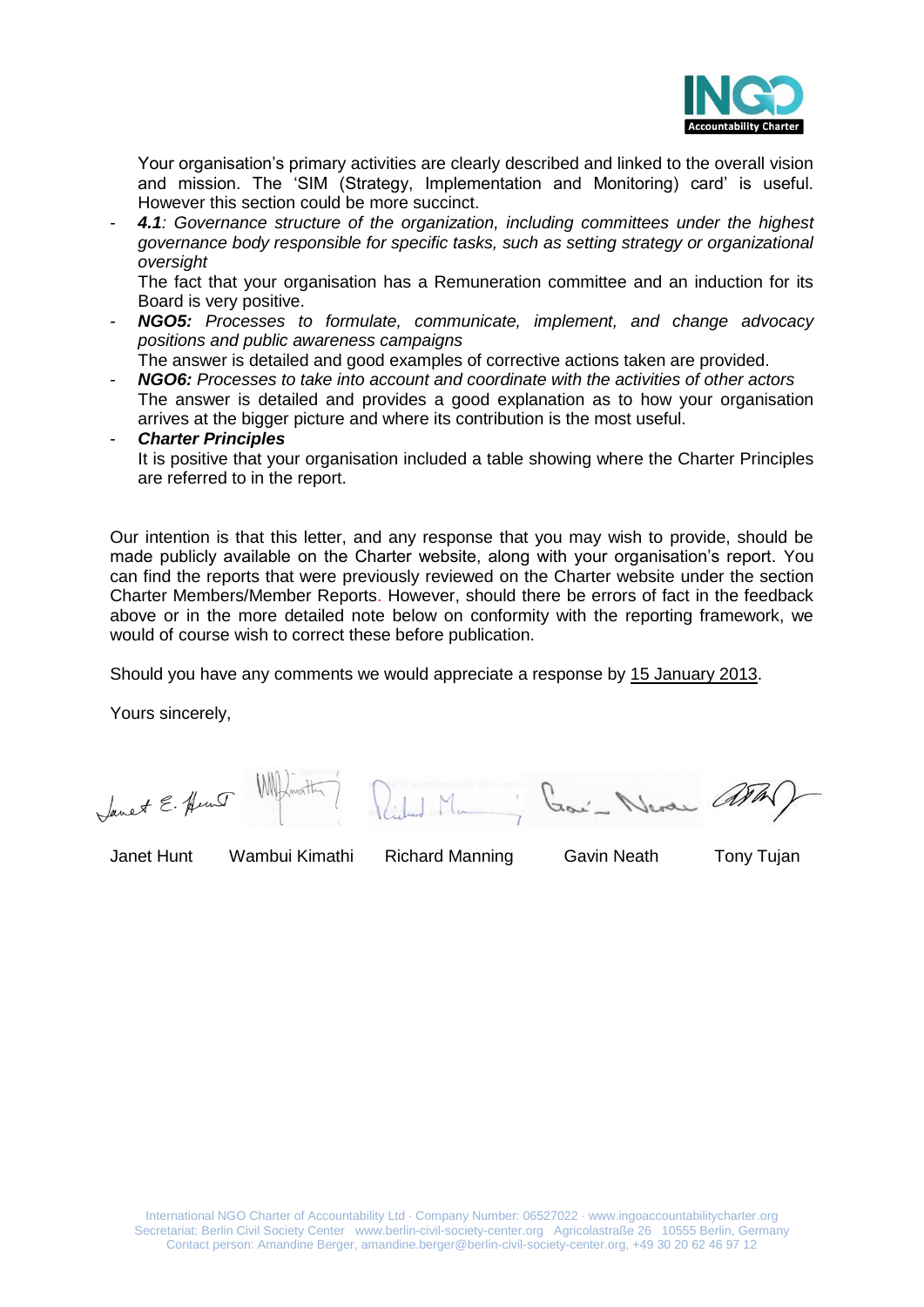Your organisation's primary activities are clearly described and linked to the overall vision and mission. The 'SIM (Strategy, Implementation and Monitoring) card' is useful. However this section could be more succinct.

- ***4.1****: Governance structure of the organization, including committees under the highest governance body responsible for specific tasks, such as setting strategy or organizational oversight*

  The fact that your organisation has a Remuneration committee and an induction for its Board is very positive.
- ***NGO5:*** *Processes to formulate, communicate, implement, and change advocacy positions and public awareness campaigns*

  The answer is detailed and good examples of corrective actions taken are provided.
- ***NGO6:*** *Processes to take into account and coordinate with the activities of other actors*

  The answer is detailed and provides a good explanation as to how your organisation arrives at the bigger picture and where its contribution is the most useful.
- ***Charter Principles***

  It is positive that your organisation included a table showing where the Charter Principles are referred to in the report.

Our intention is that this letter, and any response that you may wish to provide, should be made publicly available on the Charter website, along with your organisation's report. You can find the reports that were previously reviewed on the Charter website under the section Charter Members/Member Reports. However, should there be errors of fact in the feedback above or in the more detailed note below on conformity with the reporting framework, we would of course wish to correct these before publication.

Should you have any comments we would appreciate a response by 15 January 2013.

Yours sincerely,

Janet Hunt     Wambui Kimathi     Richard Manning     Gavin Neath     Tony Tujan

International NGO Charter of Accountability Ltd · Company Number: 06527022 · www.ingoaccountabilitycharter.org
Secretariat: Berlin Civil Society Center www.berlin-civil-society-center.org Agricolastraße 26 10555 Berlin, Germany
Contact person: Amandine Berger, amandine.berger@berlin-civil-society-center.org, +49 30 20 62 46 97 12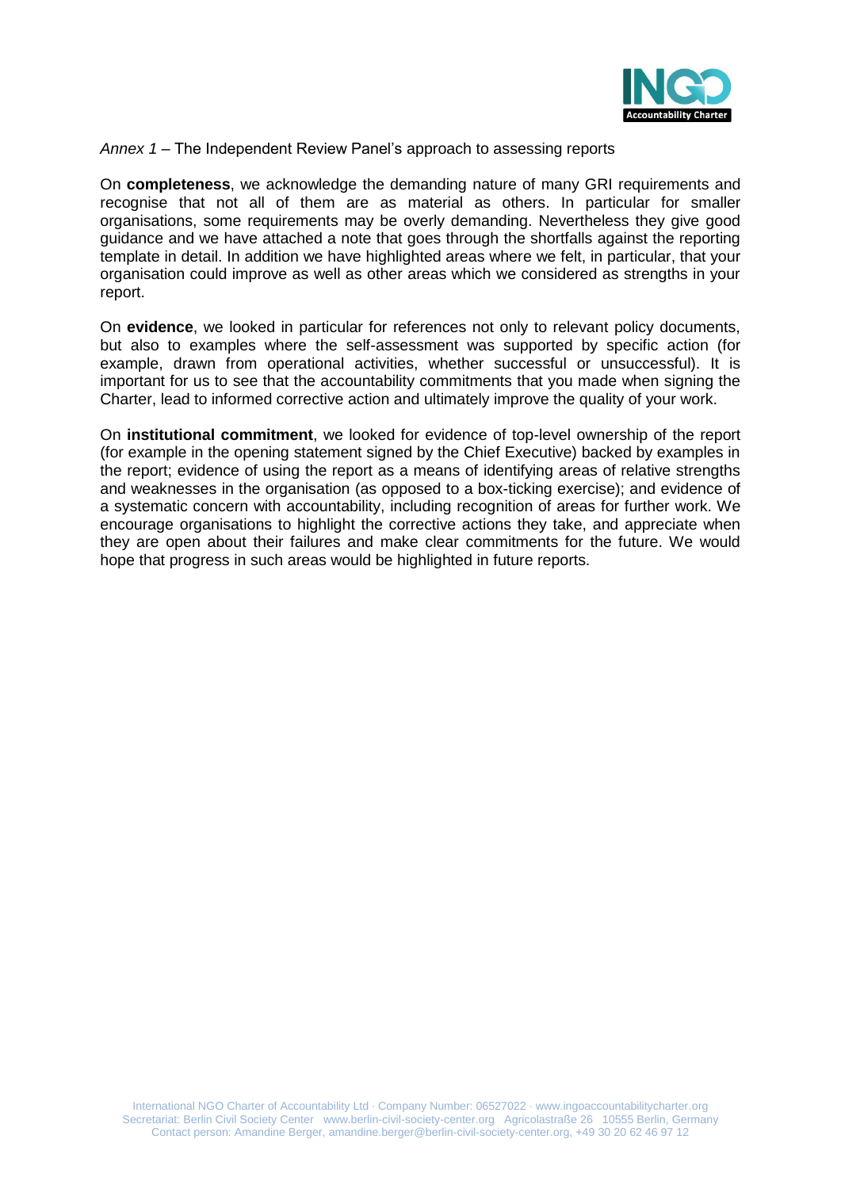*Annex 1* – The Independent Review Panel's approach to assessing reports

On **completeness**, we acknowledge the demanding nature of many GRI requirements and recognise that not all of them are as material as others. In particular for smaller organisations, some requirements may be overly demanding. Nevertheless they give good guidance and we have attached a note that goes through the shortfalls against the reporting template in detail. In addition we have highlighted areas where we felt, in particular, that your organisation could improve as well as other areas which we considered as strengths in your report.

On **evidence**, we looked in particular for references not only to relevant policy documents, but also to examples where the self-assessment was supported by specific action (for example, drawn from operational activities, whether successful or unsuccessful). It is important for us to see that the accountability commitments that you made when signing the Charter, lead to informed corrective action and ultimately improve the quality of your work.

On **institutional commitment**, we looked for evidence of top-level ownership of the report (for example in the opening statement signed by the Chief Executive) backed by examples in the report; evidence of using the report as a means of identifying areas of relative strengths and weaknesses in the organisation (as opposed to a box-ticking exercise); and evidence of a systematic concern with accountability, including recognition of areas for further work. We encourage organisations to highlight the corrective actions they take, and appreciate when they are open about their failures and make clear commitments for the future. We would hope that progress in such areas would be highlighted in future reports.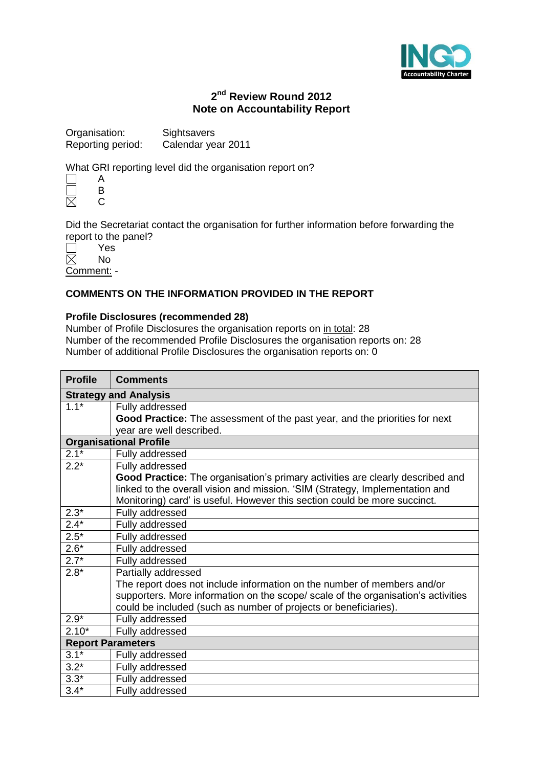## 2nd Review Round 2012
## Note on Accountability Report

Organisation: Sightsavers
Reporting period: Calendar year 2011

What GRI reporting level did the organisation report on?

- ☐ A
- ☐ B
- ☒ C

Did the Secretariat contact the organisation for further information before forwarding the report to the panel?

- ☐ Yes
- ☒ No

Comment: -

### COMMENTS ON THE INFORMATION PROVIDED IN THE REPORT

**Profile Disclosures (recommended 28)**
Number of Profile Disclosures the organisation reports on in total: 28
Number of the recommended Profile Disclosures the organisation reports on: 28
Number of additional Profile Disclosures the organisation reports on: 0

| Profile | Comments |
|---|---|
| **Strategy and Analysis** | |
| 1.1* | Fully addressed<br>**Good Practice:** The assessment of the past year, and the priorities for next year are well described. |
| **Organisational Profile** | |
| 2.1* | Fully addressed |
| 2.2* | Fully addressed<br>**Good Practice:** The organisation's primary activities are clearly described and linked to the overall vision and mission. 'SIM (Strategy, Implementation and Monitoring) card' is useful. However this section could be more succinct. |
| 2.3* | Fully addressed |
| 2.4* | Fully addressed |
| 2.5* | Fully addressed |
| 2.6* | Fully addressed |
| 2.7* | Fully addressed |
| 2.8* | Partially addressed<br>The report does not include information on the number of members and/or supporters. More information on the scope/ scale of the organisation's activities could be included (such as number of projects or beneficiaries). |
| 2.9* | Fully addressed |
| 2.10* | Fully addressed |
| **Report Parameters** | |
| 3.1* | Fully addressed |
| 3.2* | Fully addressed |
| 3.3* | Fully addressed |
| 3.4* | Fully addressed |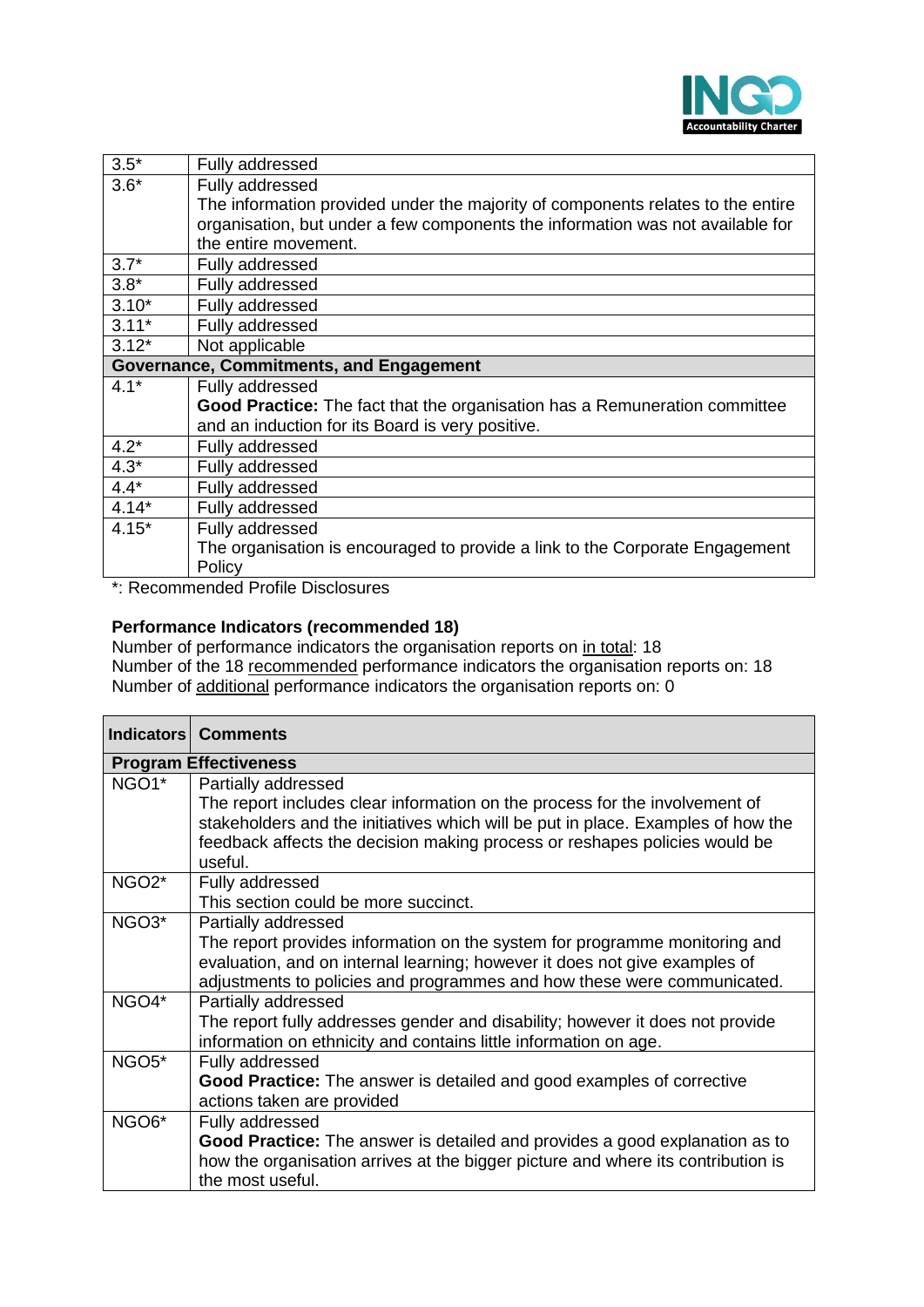| | |
|---|---|
| 3.5* | Fully addressed |
| 3.6* | Fully addressed<br>The information provided under the majority of components relates to the entire organisation, but under a few components the information was not available for the entire movement. |
| 3.7* | Fully addressed |
| 3.8* | Fully addressed |
| 3.10* | Fully addressed |
| 3.11* | Fully addressed |
| 3.12* | Not applicable |
| **Governance, Commitments, and Engagement** | |
| 4.1* | Fully addressed<br>**Good Practice:** The fact that the organisation has a Remuneration committee and an induction for its Board is very positive. |
| 4.2* | Fully addressed |
| 4.3* | Fully addressed |
| 4.4* | Fully addressed |
| 4.14* | Fully addressed |
| 4.15* | Fully addressed<br>The organisation is encouraged to provide a link to the Corporate Engagement Policy |

*: Recommended Profile Disclosures

**Performance Indicators (recommended 18)**

Number of performance indicators the organisation reports on in total: 18
Number of the 18 recommended performance indicators the organisation reports on: 18
Number of additional performance indicators the organisation reports on: 0

| Indicators | Comments |
|---|---|
| **Program Effectiveness** | |
| NGO1* | Partially addressed<br>The report includes clear information on the process for the involvement of stakeholders and the initiatives which will be put in place. Examples of how the feedback affects the decision making process or reshapes policies would be useful. |
| NGO2* | Fully addressed<br>This section could be more succinct. |
| NGO3* | Partially addressed<br>The report provides information on the system for programme monitoring and evaluation, and on internal learning; however it does not give examples of adjustments to policies and programmes and how these were communicated. |
| NGO4* | Partially addressed<br>The report fully addresses gender and disability; however it does not provide information on ethnicity and contains little information on age. |
| NGO5* | Fully addressed<br>**Good Practice:** The answer is detailed and good examples of corrective actions taken are provided |
| NGO6* | Fully addressed<br>**Good Practice:** The answer is detailed and provides a good explanation as to how the organisation arrives at the bigger picture and where its contribution is the most useful. |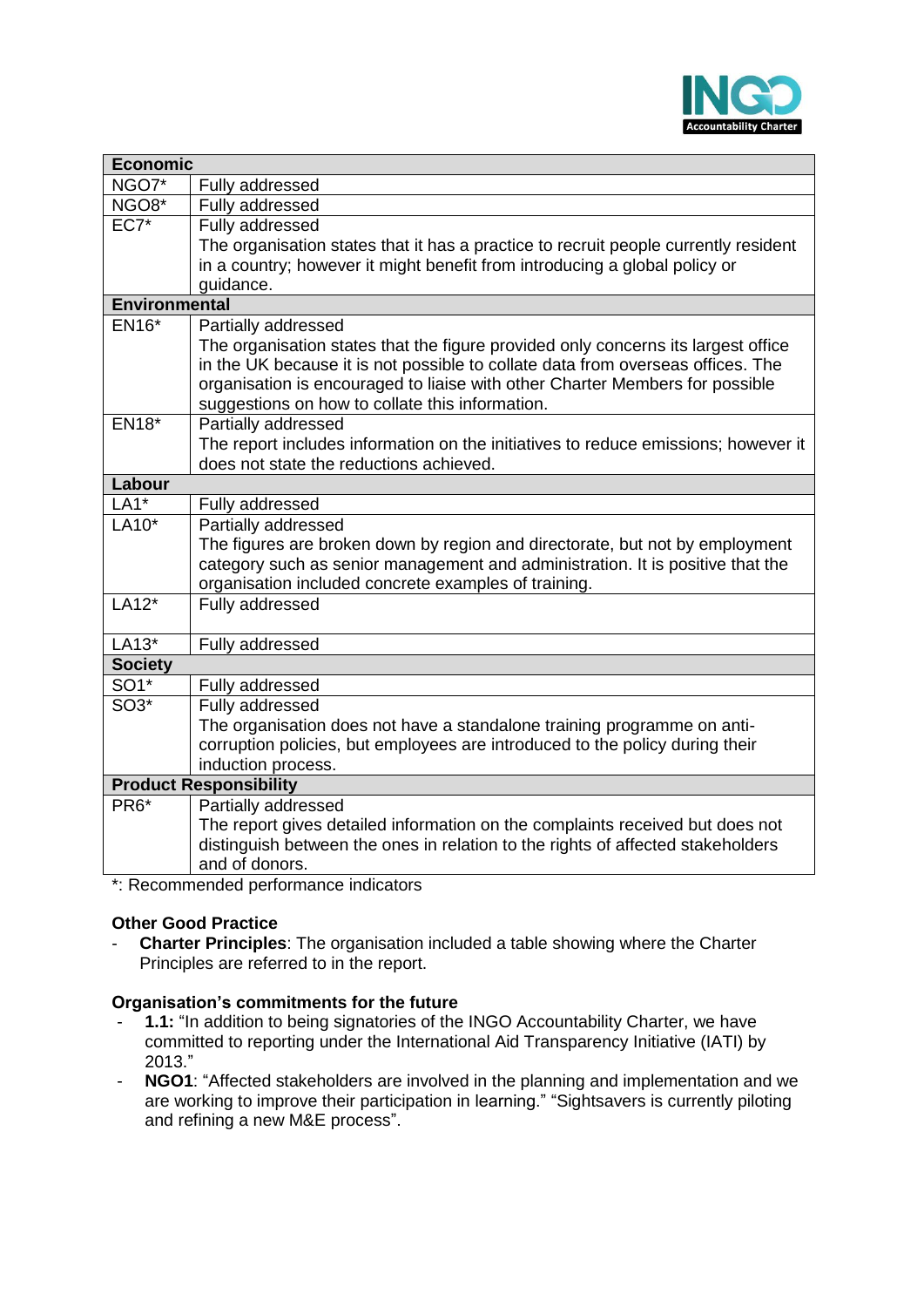| Economic | |
|---|---|
| NGO7* | Fully addressed |
| NGO8* | Fully addressed |
| EC7* | Fully addressed<br>The organisation states that it has a practice to recruit people currently resident in a country; however it might benefit from introducing a global policy or guidance. |
| **Environmental** | |
| EN16* | Partially addressed<br>The organisation states that the figure provided only concerns its largest office in the UK because it is not possible to collate data from overseas offices. The organisation is encouraged to liaise with other Charter Members for possible suggestions on how to collate this information. |
| EN18* | Partially addressed<br>The report includes information on the initiatives to reduce emissions; however it does not state the reductions achieved. |
| **Labour** | |
| LA1* | Fully addressed |
| LA10* | Partially addressed<br>The figures are broken down by region and directorate, but not by employment category such as senior management and administration. It is positive that the organisation included concrete examples of training. |
| LA12* | Fully addressed |
| LA13* | Fully addressed |
| **Society** | |
| SO1* | Fully addressed |
| SO3* | Fully addressed<br>The organisation does not have a standalone training programme on anti-corruption policies, but employees are introduced to the policy during their induction process. |
| **Product Responsibility** | |
| PR6* | Partially addressed<br>The report gives detailed information on the complaints received but does not distinguish between the ones in relation to the rights of affected stakeholders and of donors. |

*: Recommended performance indicators

**Other Good Practice**

- **Charter Principles**: The organisation included a table showing where the Charter Principles are referred to in the report.

**Organisation's commitments for the future**

- **1.1:** "In addition to being signatories of the INGO Accountability Charter, we have committed to reporting under the International Aid Transparency Initiative (IATI) by 2013."
- **NGO1**: "Affected stakeholders are involved in the planning and implementation and we are working to improve their participation in learning." "Sightsavers is currently piloting and refining a new M&E process".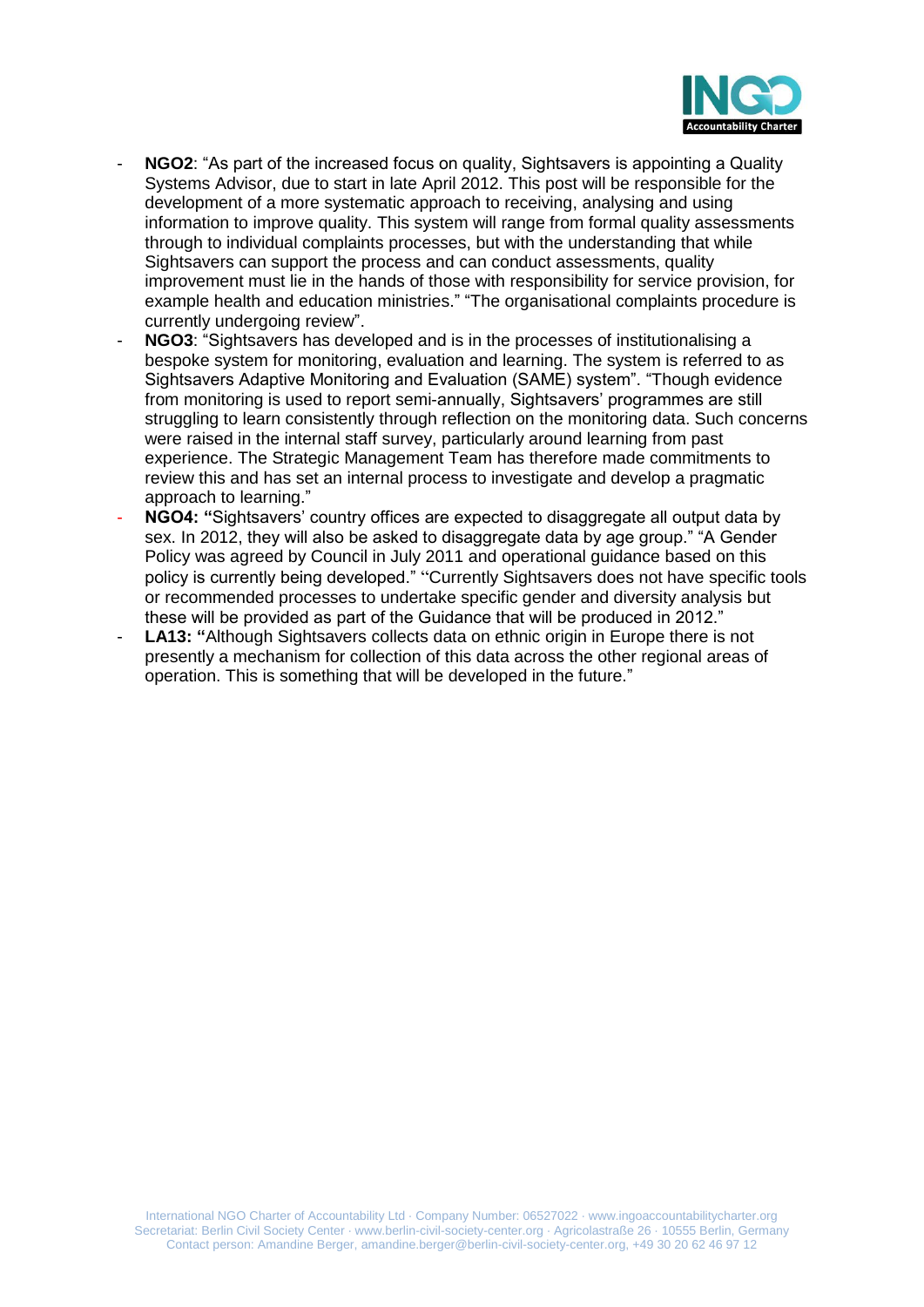- **NGO2**: "As part of the increased focus on quality, Sightsavers is appointing a Quality Systems Advisor, due to start in late April 2012. This post will be responsible for the development of a more systematic approach to receiving, analysing and using information to improve quality. This system will range from formal quality assessments through to individual complaints processes, but with the understanding that while Sightsavers can support the process and can conduct assessments, quality improvement must lie in the hands of those with responsibility for service provision, for example health and education ministries." "The organisational complaints procedure is currently undergoing review".
- **NGO3**: "Sightsavers has developed and is in the processes of institutionalising a bespoke system for monitoring, evaluation and learning. The system is referred to as Sightsavers Adaptive Monitoring and Evaluation (SAME) system". "Though evidence from monitoring is used to report semi-annually, Sightsavers' programmes are still struggling to learn consistently through reflection on the monitoring data. Such concerns were raised in the internal staff survey, particularly around learning from past experience. The Strategic Management Team has therefore made commitments to review this and has set an internal process to investigate and develop a pragmatic approach to learning."
- **NGO4: "**Sightsavers' country offices are expected to disaggregate all output data by sex. In 2012, they will also be asked to disaggregate data by age group." "A Gender Policy was agreed by Council in July 2011 and operational guidance based on this policy is currently being developed." "Currently Sightsavers does not have specific tools or recommended processes to undertake specific gender and diversity analysis but these will be provided as part of the Guidance that will be produced in 2012."
- **LA13: "**Although Sightsavers collects data on ethnic origin in Europe there is not presently a mechanism for collection of this data across the other regional areas of operation. This is something that will be developed in the future."